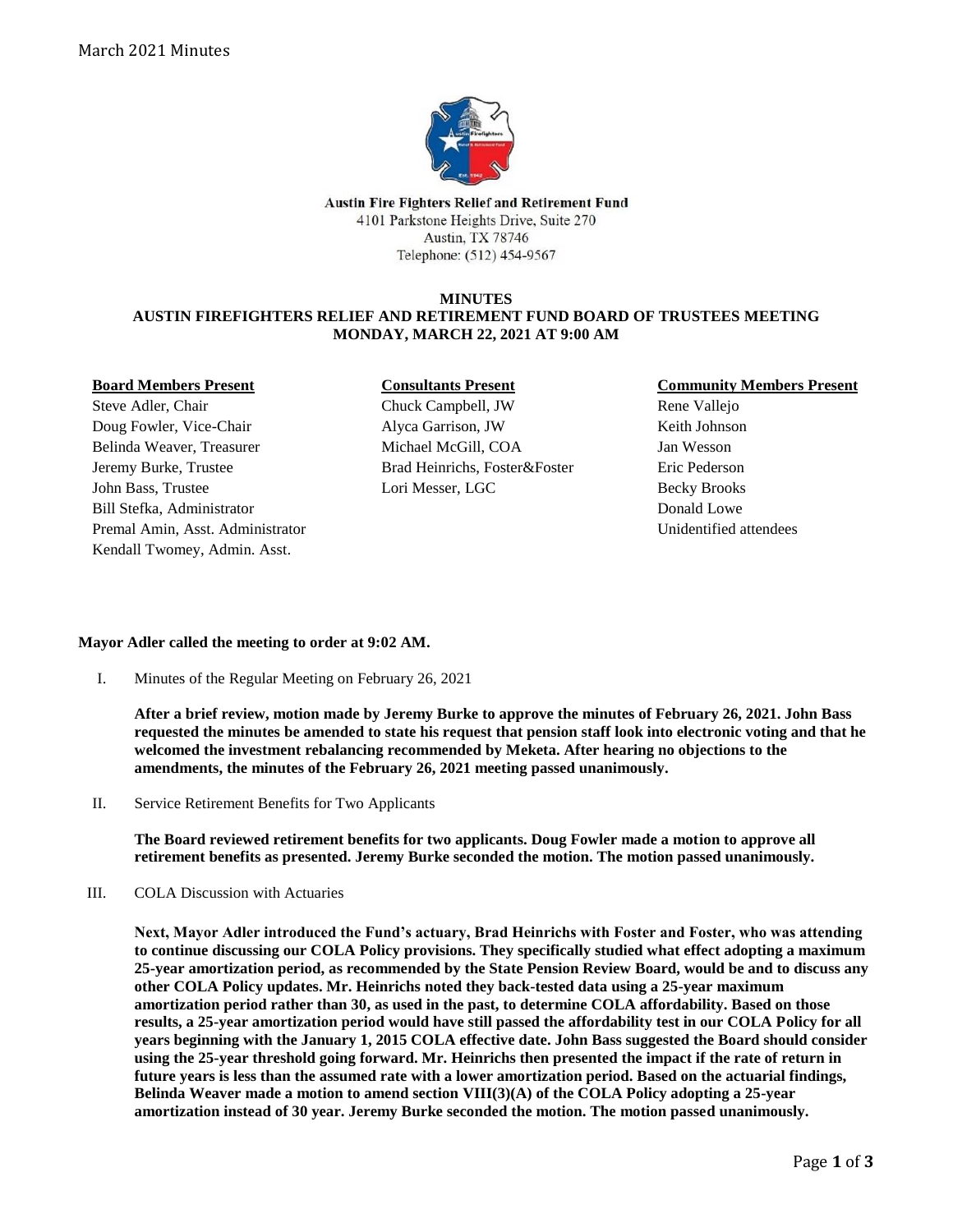**Austin Fire Fighters Relief and Retirement Fund**
4101 Parkstone Heights Drive, Suite 270
Austin, TX 78746
Telephone: (512) 454-9567

# MINUTES
## AUSTIN FIREFIGHTERS RELIEF AND RETIREMENT FUND BOARD OF TRUSTEES MEETING
## MONDAY, MARCH 22, 2021 AT 9:00 AM

**Board Members Present**
Steve Adler, Chair
Doug Fowler, Vice-Chair
Belinda Weaver, Treasurer
Jeremy Burke, Trustee
John Bass, Trustee
Bill Stefka, Administrator
Premal Amin, Asst. Administrator
Kendall Twomey, Admin. Asst.

**Consultants Present**
Chuck Campbell, JW
Alyca Garrison, JW
Michael McGill, COA
Brad Heinrichs, Foster&Foster
Lori Messer, LGC

**Community Members Present**
Rene Vallejo
Keith Johnson
Jan Wesson
Eric Pederson
Becky Brooks
Donald Lowe
Unidentified attendees

**Mayor Adler called the meeting to order at 9:02 AM.**

I. Minutes of the Regular Meeting on February 26, 2021

**After a brief review, motion made by Jeremy Burke to approve the minutes of February 26, 2021. John Bass requested the minutes be amended to state his request that pension staff look into electronic voting and that he welcomed the investment rebalancing recommended by Meketa. After hearing no objections to the amendments, the minutes of the February 26, 2021 meeting passed unanimously.**

II. Service Retirement Benefits for Two Applicants

**The Board reviewed retirement benefits for two applicants. Doug Fowler made a motion to approve all retirement benefits as presented. Jeremy Burke seconded the motion. The motion passed unanimously.**

III. COLA Discussion with Actuaries

**Next, Mayor Adler introduced the Fund's actuary, Brad Heinrichs with Foster and Foster, who was attending to continue discussing our COLA Policy provisions. They specifically studied what effect adopting a maximum 25-year amortization period, as recommended by the State Pension Review Board, would be and to discuss any other COLA Policy updates. Mr. Heinrichs noted they back-tested data using a 25-year maximum amortization period rather than 30, as used in the past, to determine COLA affordability. Based on those results, a 25-year amortization period would have still passed the affordability test in our COLA Policy for all years beginning with the January 1, 2015 COLA effective date. John Bass suggested the Board should consider using the 25-year threshold going forward. Mr. Heinrichs then presented the impact if the rate of return in future years is less than the assumed rate with a lower amortization period. Based on the actuarial findings, Belinda Weaver made a motion to amend section VIII(3)(A) of the COLA Policy adopting a 25-year amortization instead of 30 year. Jeremy Burke seconded the motion. The motion passed unanimously.**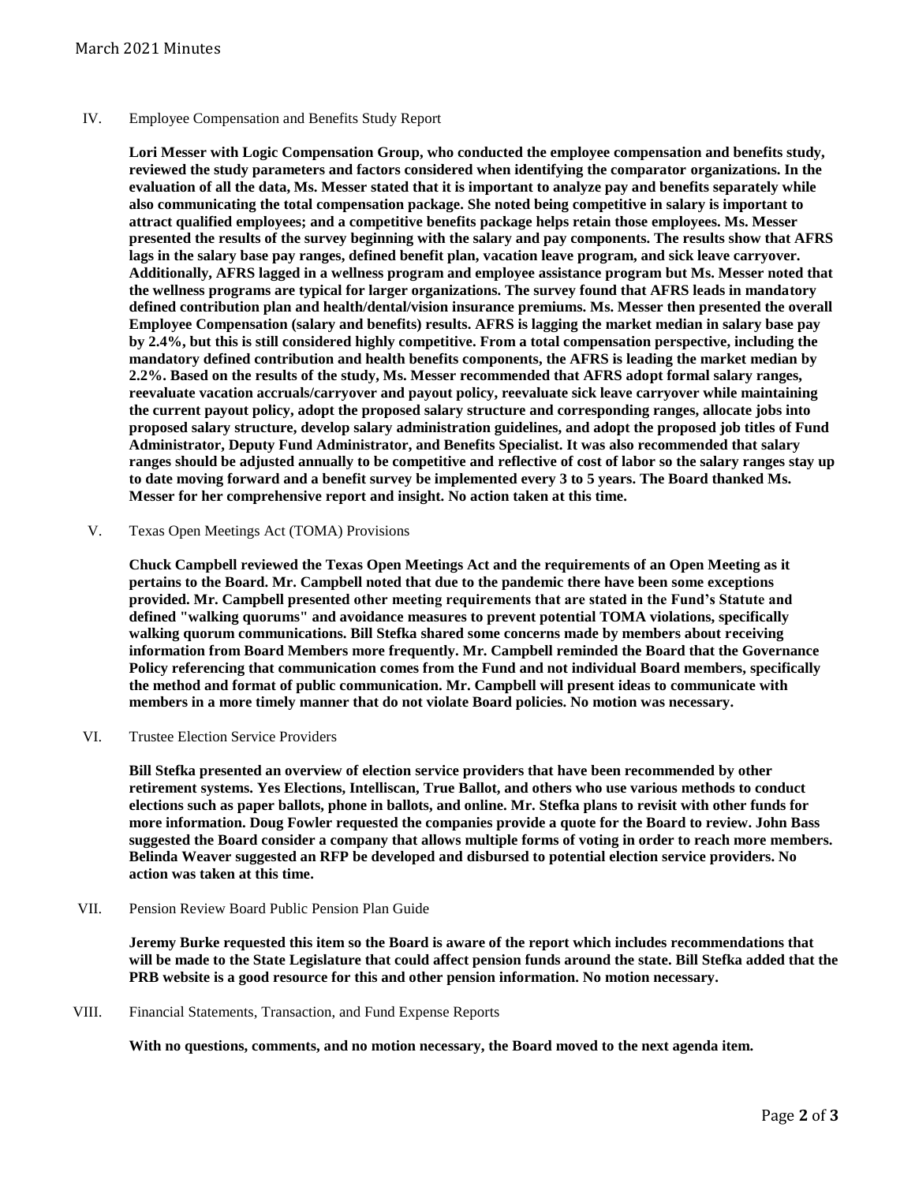IV. Employee Compensation and Benefits Study Report

**Lori Messer with Logic Compensation Group, who conducted the employee compensation and benefits study, reviewed the study parameters and factors considered when identifying the comparator organizations. In the evaluation of all the data, Ms. Messer stated that it is important to analyze pay and benefits separately while also communicating the total compensation package. She noted being competitive in salary is important to attract qualified employees; and a competitive benefits package helps retain those employees. Ms. Messer presented the results of the survey beginning with the salary and pay components. The results show that AFRS lags in the salary base pay ranges, defined benefit plan, vacation leave program, and sick leave carryover. Additionally, AFRS lagged in a wellness program and employee assistance program but Ms. Messer noted that the wellness programs are typical for larger organizations. The survey found that AFRS leads in mandatory defined contribution plan and health/dental/vision insurance premiums. Ms. Messer then presented the overall Employee Compensation (salary and benefits) results. AFRS is lagging the market median in salary base pay by 2.4%, but this is still considered highly competitive. From a total compensation perspective, including the mandatory defined contribution and health benefits components, the AFRS is leading the market median by 2.2%. Based on the results of the study, Ms. Messer recommended that AFRS adopt formal salary ranges, reevaluate vacation accruals/carryover and payout policy, reevaluate sick leave carryover while maintaining the current payout policy, adopt the proposed salary structure and corresponding ranges, allocate jobs into proposed salary structure, develop salary administration guidelines, and adopt the proposed job titles of Fund Administrator, Deputy Fund Administrator, and Benefits Specialist. It was also recommended that salary ranges should be adjusted annually to be competitive and reflective of cost of labor so the salary ranges stay up to date moving forward and a benefit survey be implemented every 3 to 5 years. The Board thanked Ms. Messer for her comprehensive report and insight. No action taken at this time.**

V. Texas Open Meetings Act (TOMA) Provisions

**Chuck Campbell reviewed the Texas Open Meetings Act and the requirements of an Open Meeting as it pertains to the Board. Mr. Campbell noted that due to the pandemic there have been some exceptions provided. Mr. Campbell presented other meeting requirements that are stated in the Fund's Statute and defined "walking quorums" and avoidance measures to prevent potential TOMA violations, specifically walking quorum communications. Bill Stefka shared some concerns made by members about receiving information from Board Members more frequently. Mr. Campbell reminded the Board that the Governance Policy referencing that communication comes from the Fund and not individual Board members, specifically the method and format of public communication. Mr. Campbell will present ideas to communicate with members in a more timely manner that do not violate Board policies. No motion was necessary.**

VI. Trustee Election Service Providers

**Bill Stefka presented an overview of election service providers that have been recommended by other retirement systems. Yes Elections, Intelliscan, True Ballot, and others who use various methods to conduct elections such as paper ballots, phone in ballots, and online. Mr. Stefka plans to revisit with other funds for more information. Doug Fowler requested the companies provide a quote for the Board to review. John Bass suggested the Board consider a company that allows multiple forms of voting in order to reach more members. Belinda Weaver suggested an RFP be developed and disbursed to potential election service providers. No action was taken at this time.**

VII. Pension Review Board Public Pension Plan Guide

**Jeremy Burke requested this item so the Board is aware of the report which includes recommendations that will be made to the State Legislature that could affect pension funds around the state. Bill Stefka added that the PRB website is a good resource for this and other pension information. No motion necessary.**

VIII. Financial Statements, Transaction, and Fund Expense Reports

**With no questions, comments, and no motion necessary, the Board moved to the next agenda item.**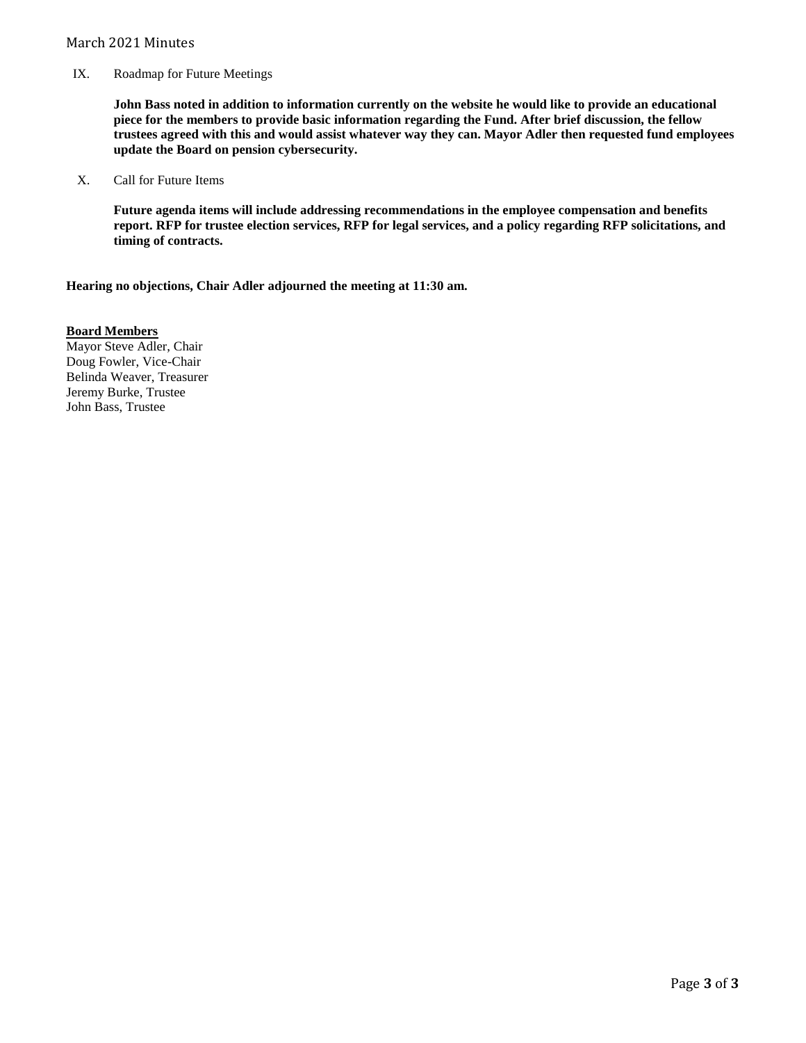IX. Roadmap for Future Meetings

**John Bass noted in addition to information currently on the website he would like to provide an educational piece for the members to provide basic information regarding the Fund. After brief discussion, the fellow trustees agreed with this and would assist whatever way they can. Mayor Adler then requested fund employees update the Board on pension cybersecurity.**

X. Call for Future Items

**Future agenda items will include addressing recommendations in the employee compensation and benefits report. RFP for trustee election services, RFP for legal services, and a policy regarding RFP solicitations, and timing of contracts.**

**Hearing no objections, Chair Adler adjourned the meeting at 11:30 am.**

**Board Members**

Mayor Steve Adler, Chair
Doug Fowler, Vice-Chair
Belinda Weaver, Treasurer
Jeremy Burke, Trustee
John Bass, Trustee